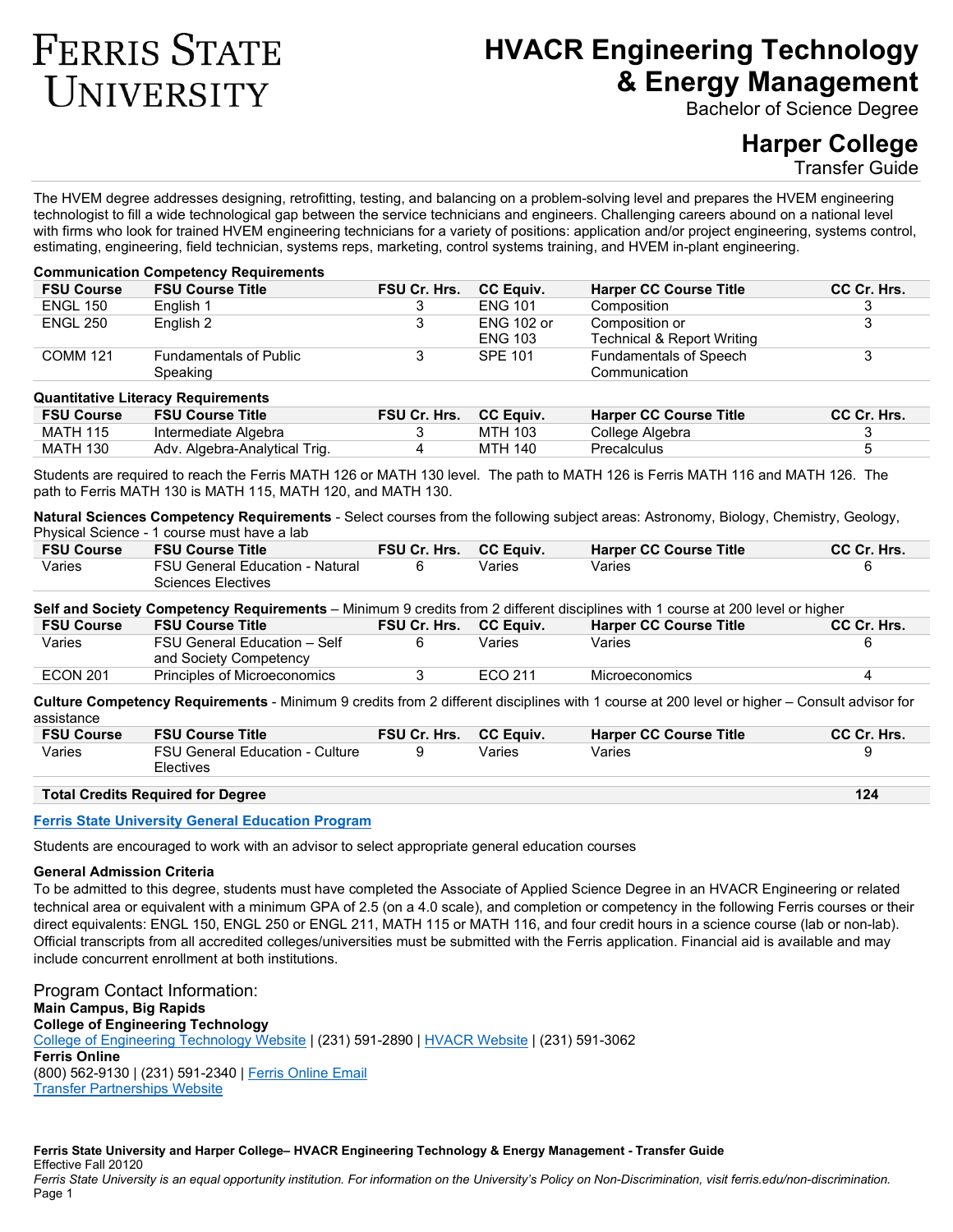# Ferris State University

# HVACR Engineering Technology & Energy Management

Bachelor of Science Degree

## Harper College

Transfer Guide

The HVEM degree addresses designing, retrofitting, testing, and balancing on a problem-solving level and prepares the HVEM engineering technologist to fill a wide technological gap between the service technicians and engineers. Challenging careers abound on a national level with firms who look for trained HVEM engineering technicians for a variety of positions: application and/or project engineering, systems control, estimating, engineering, field technician, systems reps, marketing, control systems training, and HVEM in-plant engineering.

**Communication Competency Requirements**

| FSU Course | FSU Course Title | FSU Cr. Hrs. | CC Equiv. | Harper CC Course Title | CC Cr. Hrs. |
|---|---|---|---|---|---|
| ENGL 150 | English 1 | 3 | ENG 101 | Composition | 3 |
| ENGL 250 | English 2 | 3 | ENG 102 or ENG 103 | Composition or Technical & Report Writing | 3 |
| COMM 121 | Fundamentals of Public Speaking | 3 | SPE 101 | Fundamentals of Speech Communication | 3 |

**Quantitative Literacy Requirements**

| FSU Course | FSU Course Title | FSU Cr. Hrs. | CC Equiv. | Harper CC Course Title | CC Cr. Hrs. |
|---|---|---|---|---|---|
| MATH 115 | Intermediate Algebra | 3 | MTH 103 | College Algebra | 3 |
| MATH 130 | Adv. Algebra-Analytical Trig. | 4 | MTH 140 | Precalculus | 5 |

Students are required to reach the Ferris MATH 126 or MATH 130 level. The path to MATH 126 is Ferris MATH 116 and MATH 126. The path to Ferris MATH 130 is MATH 115, MATH 120, and MATH 130.

**Natural Sciences Competency Requirements** - Select courses from the following subject areas: Astronomy, Biology, Chemistry, Geology, Physical Science - 1 course must have a lab

| FSU Course | FSU Course Title | FSU Cr. Hrs. | CC Equiv. | Harper CC Course Title | CC Cr. Hrs. |
|---|---|---|---|---|---|
| Varies | FSU General Education - Natural Sciences Electives | 6 | Varies | Varies | 6 |

**Self and Society Competency Requirements** – Minimum 9 credits from 2 different disciplines with 1 course at 200 level or higher

| FSU Course | FSU Course Title | FSU Cr. Hrs. | CC Equiv. | Harper CC Course Title | CC Cr. Hrs. |
|---|---|---|---|---|---|
| Varies | FSU General Education – Self and Society Competency | 6 | Varies | Varies | 6 |
| ECON 201 | Principles of Microeconomics | 3 | ECO 211 | Microeconomics | 4 |

**Culture Competency Requirements** - Minimum 9 credits from 2 different disciplines with 1 course at 200 level or higher – Consult advisor for assistance

| FSU Course | FSU Course Title | FSU Cr. Hrs. | CC Equiv. | Harper CC Course Title | CC Cr. Hrs. |
|---|---|---|---|---|---|
| Varies | FSU General Education - Culture Electives | 9 | Varies | Varies | 9 |

| Total Credits Required for Degree | 124 |
|---|---|

[Ferris State University General Education Program](#)

Students are encouraged to work with an advisor to select appropriate general education courses

**General Admission Criteria**

To be admitted to this degree, students must have completed the Associate of Applied Science Degree in an HVACR Engineering or related technical area or equivalent with a minimum GPA of 2.5 (on a 4.0 scale), and completion or competency in the following Ferris courses or their direct equivalents: ENGL 150, ENGL 250 or ENGL 211, MATH 115 or MATH 116, and four credit hours in a science course (lab or non-lab). Official transcripts from all accredited colleges/universities must be submitted with the Ferris application. Financial aid is available and may include concurrent enrollment at both institutions.

## Program Contact Information:

**Main Campus, Big Rapids**
**College of Engineering Technology**
[College of Engineering Technology Website](#) | (231) 591-2890 | [HVACR Website](#) | (231) 591-3062
**Ferris Online**
(800) 562-9130 | (231) 591-2340 | [Ferris Online Email](#)
[Transfer Partnerships Website](#)

**Ferris State University and Harper College– HVACR Engineering Technology & Energy Management - Transfer Guide**
Effective Fall 20120
*Ferris State University is an equal opportunity institution. For information on the University's Policy on Non-Discrimination, visit ferris.edu/non-discrimination.*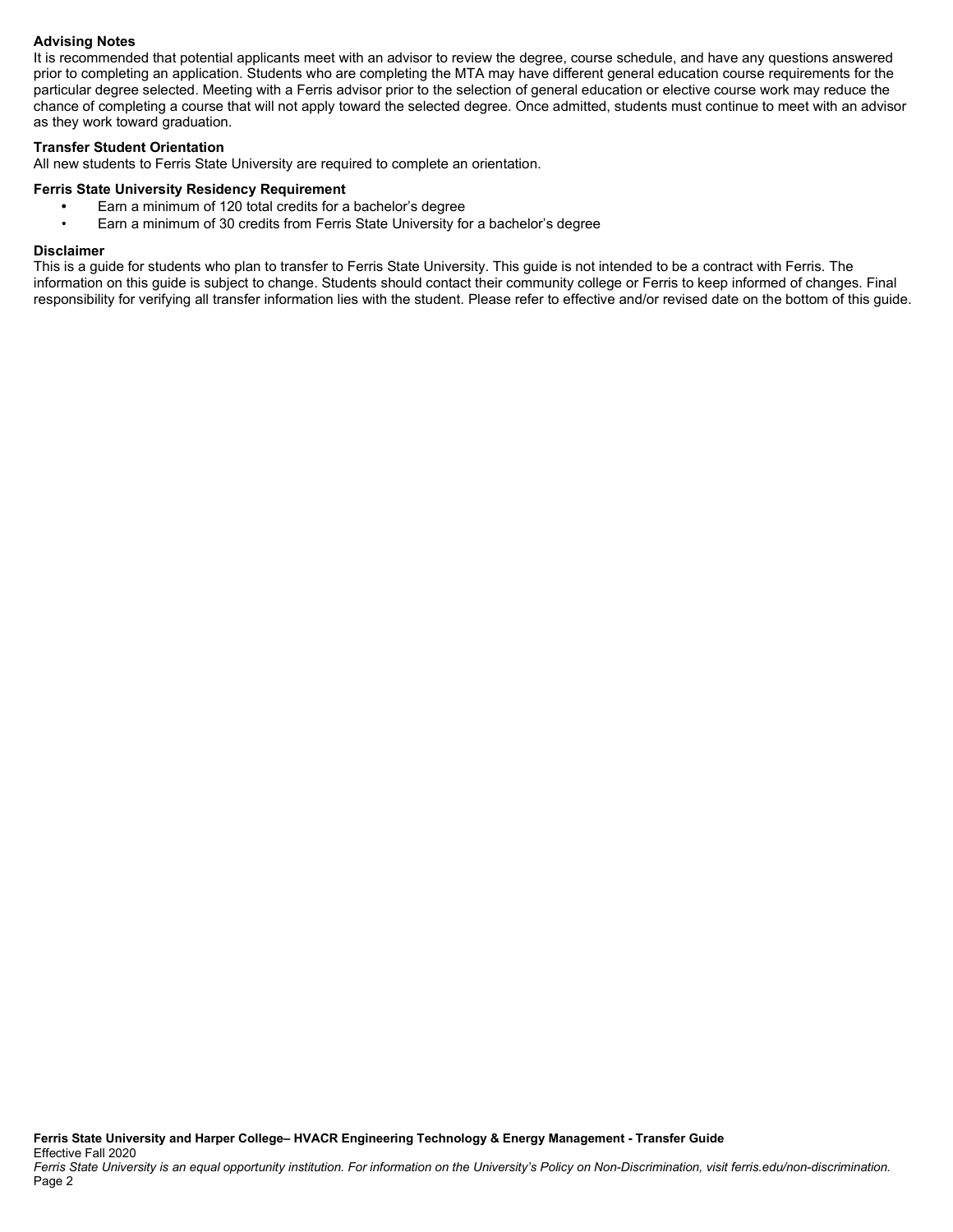**Advising Notes**

It is recommended that potential applicants meet with an advisor to review the degree, course schedule, and have any questions answered prior to completing an application. Students who are completing the MTA may have different general education course requirements for the particular degree selected. Meeting with a Ferris advisor prior to the selection of general education or elective course work may reduce the chance of completing a course that will not apply toward the selected degree. Once admitted, students must continue to meet with an advisor as they work toward graduation.

**Transfer Student Orientation**

All new students to Ferris State University are required to complete an orientation.

**Ferris State University Residency Requirement**

- Earn a minimum of 120 total credits for a bachelor's degree
- Earn a minimum of 30 credits from Ferris State University for a bachelor's degree

**Disclaimer**

This is a guide for students who plan to transfer to Ferris State University. This guide is not intended to be a contract with Ferris. The information on this guide is subject to change. Students should contact their community college or Ferris to keep informed of changes. Final responsibility for verifying all transfer information lies with the student. Please refer to effective and/or revised date on the bottom of this guide.

**Ferris State University and Harper College– HVACR Engineering Technology & Energy Management - Transfer Guide**

Effective Fall 2020

*Ferris State University is an equal opportunity institution. For information on the University's Policy on Non-Discrimination, visit ferris.edu/non-discrimination.*